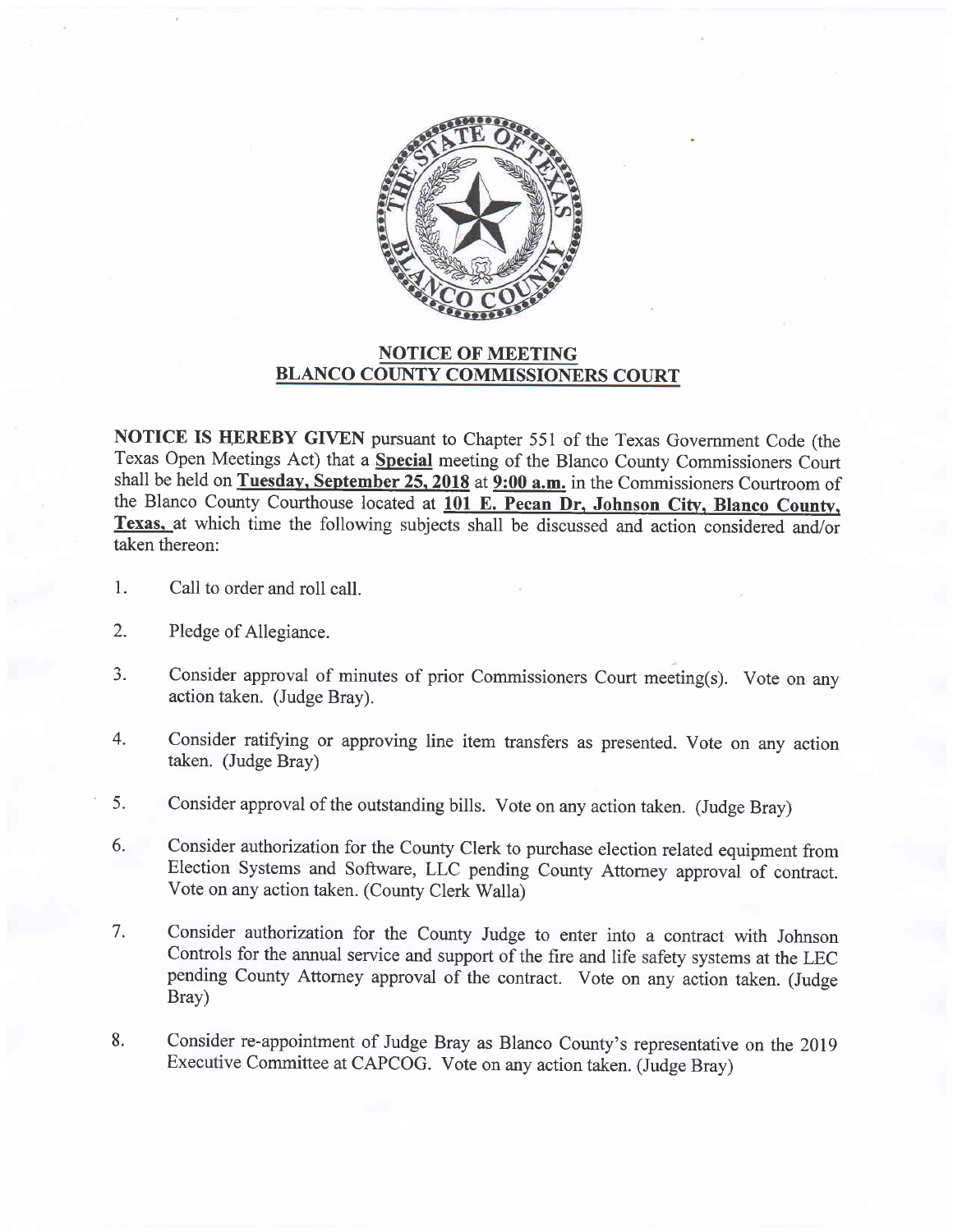## NOTICE OF MEETING
## BLANCO COUNTY COMMISSIONERS COURT

**NOTICE IS HEREBY GIVEN** pursuant to Chapter 551 of the Texas Government Code (the Texas Open Meetings Act) that a **Special** meeting of the Blanco County Commissioners Court shall be held on **Tuesday, September 25, 2018** at **9:00 a.m.** in the Commissioners Courtroom of the Blanco County Courthouse located at **101 E. Pecan Dr, Johnson City, Blanco County, Texas,** at which time the following subjects shall be discussed and action considered and/or taken thereon:

1. Call to order and roll call.

2. Pledge of Allegiance.

3. Consider approval of minutes of prior Commissioners Court meeting(s). Vote on any action taken. (Judge Bray).

4. Consider ratifying or approving line item transfers as presented. Vote on any action taken. (Judge Bray)

5. Consider approval of the outstanding bills. Vote on any action taken. (Judge Bray)

6. Consider authorization for the County Clerk to purchase election related equipment from Election Systems and Software, LLC pending County Attorney approval of contract. Vote on any action taken. (County Clerk Walla)

7. Consider authorization for the County Judge to enter into a contract with Johnson Controls for the annual service and support of the fire and life safety systems at the LEC pending County Attorney approval of the contract. Vote on any action taken. (Judge Bray)

8. Consider re-appointment of Judge Bray as Blanco County's representative on the 2019 Executive Committee at CAPCOG. Vote on any action taken. (Judge Bray)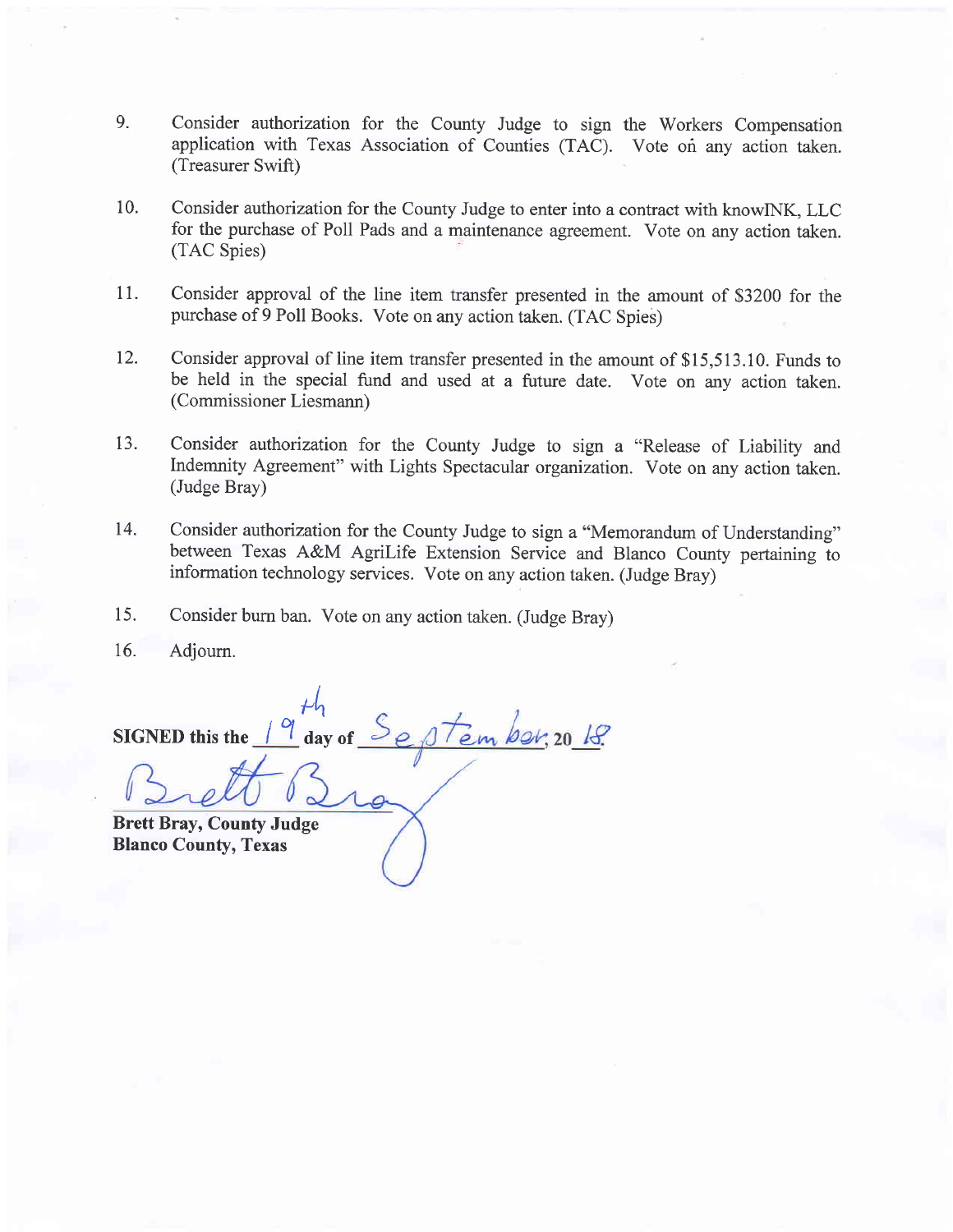9. Consider authorization for the County Judge to sign the Workers Compensation application with Texas Association of Counties (TAC). Vote on any action taken. (Treasurer Swift)

10. Consider authorization for the County Judge to enter into a contract with knowINK, LLC for the purchase of Poll Pads and a maintenance agreement. Vote on any action taken. (TAC Spies)

11. Consider approval of the line item transfer presented in the amount of $3200 for the purchase of 9 Poll Books. Vote on any action taken. (TAC Spies)

12. Consider approval of line item transfer presented in the amount of $15,513.10. Funds to be held in the special fund and used at a future date. Vote on any action taken. (Commissioner Liesmann)

13. Consider authorization for the County Judge to sign a "Release of Liability and Indemnity Agreement" with Lights Spectacular organization. Vote on any action taken. (Judge Bray)

14. Consider authorization for the County Judge to sign a "Memorandum of Understanding" between Texas A&M AgriLife Extension Service and Blanco County pertaining to information technology services. Vote on any action taken. (Judge Bray)

15. Consider burn ban. Vote on any action taken. (Judge Bray)

16. Adjourn.

**SIGNED this the** 19th **day of** September, **20** 18

Brett Bray

**Brett Bray, County Judge**
**Blanco County, Texas**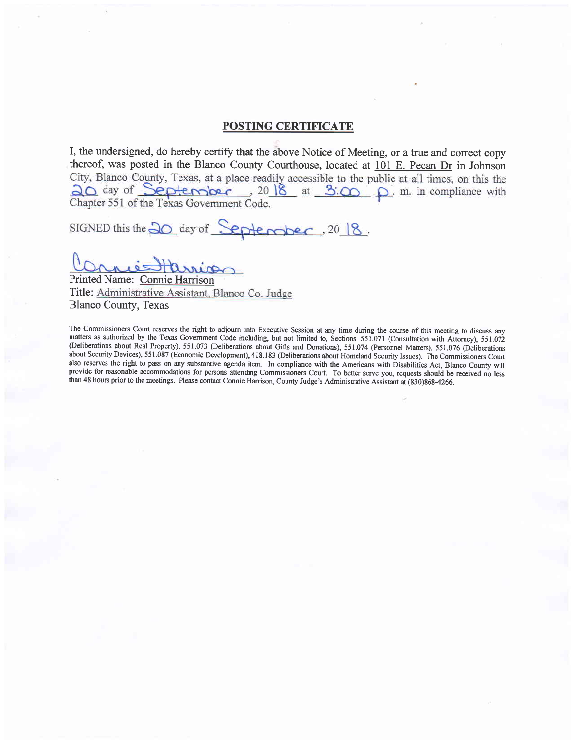## POSTING CERTIFICATE

I, the undersigned, do hereby certify that the above Notice of Meeting, or a true and correct copy thereof, was posted in the Blanco County Courthouse, located at 101 E. Pecan Dr in Johnson City, Blanco County, Texas, at a place readily accessible to the public at all times, on this the 20 day of September, 2018 at 3:00 p. m. in compliance with Chapter 551 of the Texas Government Code.

SIGNED this the 20 day of September, 2018.

Connie Harrison

Printed Name: Connie Harrison
Title: Administrative Assistant, Blanco Co. Judge
Blanco County, Texas

The Commissioners Court reserves the right to adjourn into Executive Session at any time during the course of this meeting to discuss any matters as authorized by the Texas Government Code including, but not limited to, Sections: 551.071 (Consultation with Attorney), 551.072 (Deliberations about Real Property), 551.073 (Deliberations about Gifts and Donations), 551.074 (Personnel Matters), 551.076 (Deliberations about Security Devices), 551.087 (Economic Development), 418.183 (Deliberations about Homeland Security Issues). The Commissioners Court also reserves the right to pass on any substantive agenda item. In compliance with the Americans with Disabilities Act, Blanco County will provide for reasonable accommodations for persons attending Commissioners Court. To better serve you, requests should be received no less than 48 hours prior to the meetings. Please contact Connie Harrison, County Judge's Administrative Assistant at (830)868-4266.